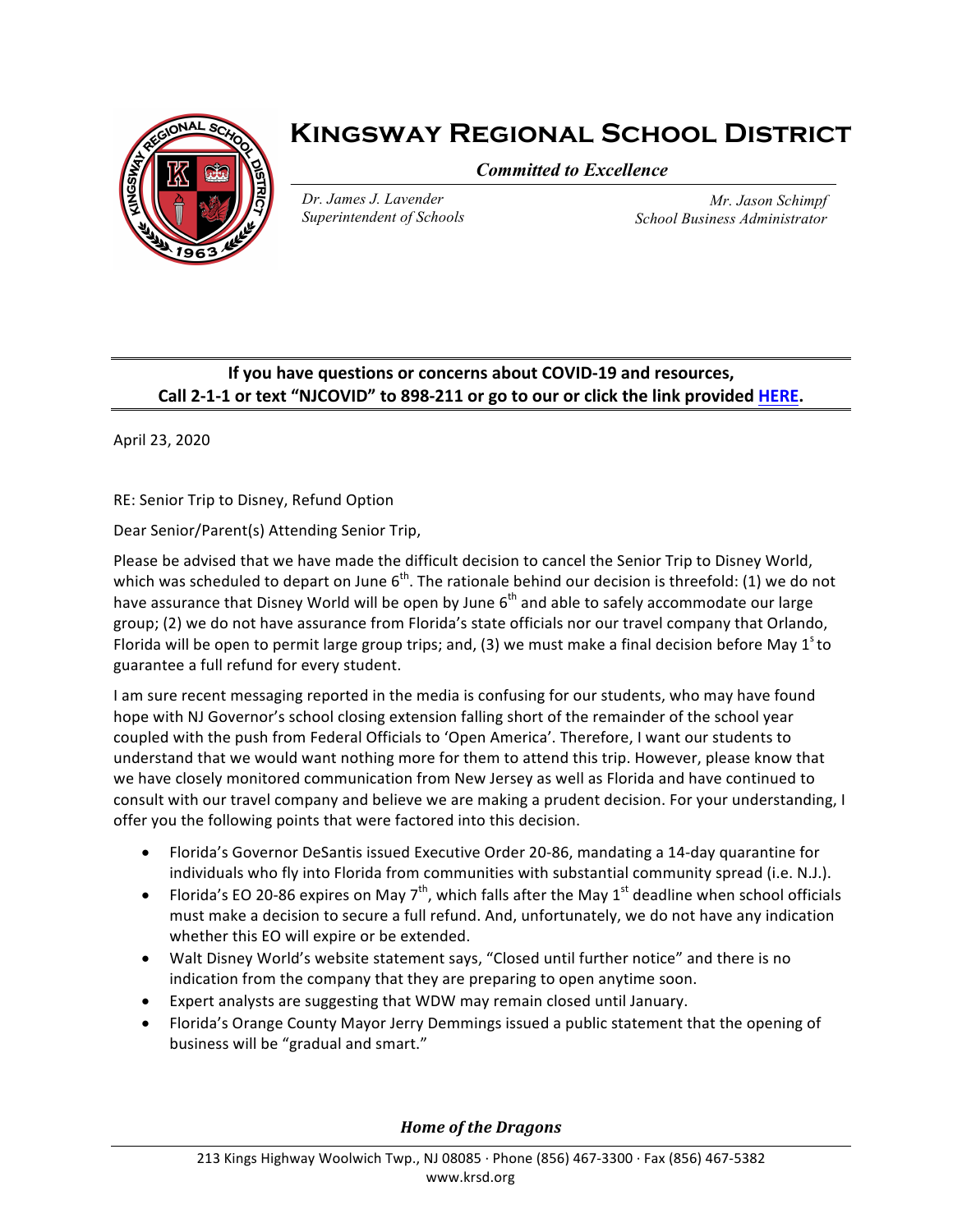# Kingsway Regional School District

***Committed to Excellence***

*Dr. James J. Lavender*
*Superintendent of Schools*

*Mr. Jason Schimpf*
*School Business Administrator*

---

**If you have questions or concerns about COVID-19 and resources, Call 2-1-1 or text "NJCOVID" to 898-211 or go to our or click the link provided HERE.**

---

April 23, 2020

RE: Senior Trip to Disney, Refund Option

Dear Senior/Parent(s) Attending Senior Trip,

Please be advised that we have made the difficult decision to cancel the Senior Trip to Disney World, which was scheduled to depart on June 6th. The rationale behind our decision is threefold: (1) we do not have assurance that Disney World will be open by June 6th and able to safely accommodate our large group; (2) we do not have assurance from Florida's state officials nor our travel company that Orlando, Florida will be open to permit large group trips; and, (3) we must make a final decision before May 1s to guarantee a full refund for every student.

I am sure recent messaging reported in the media is confusing for our students, who may have found hope with NJ Governor's school closing extension falling short of the remainder of the school year coupled with the push from Federal Officials to 'Open America'. Therefore, I want our students to understand that we would want nothing more for them to attend this trip. However, please know that we have closely monitored communication from New Jersey as well as Florida and have continued to consult with our travel company and believe we are making a prudent decision. For your understanding, I offer you the following points that were factored into this decision.

- Florida's Governor DeSantis issued Executive Order 20-86, mandating a 14-day quarantine for individuals who fly into Florida from communities with substantial community spread (i.e. N.J.).
- Florida's EO 20-86 expires on May 7th, which falls after the May 1st deadline when school officials must make a decision to secure a full refund. And, unfortunately, we do not have any indication whether this EO will expire or be extended.
- Walt Disney World's website statement says, "Closed until further notice" and there is no indication from the company that they are preparing to open anytime soon.
- Expert analysts are suggesting that WDW may remain closed until January.
- Florida's Orange County Mayor Jerry Demmings issued a public statement that the opening of business will be "gradual and smart."

***Home of the Dragons***

213 Kings Highway Woolwich Twp., NJ 08085 · Phone (856) 467-3300 · Fax (856) 467-5382
www.krsd.org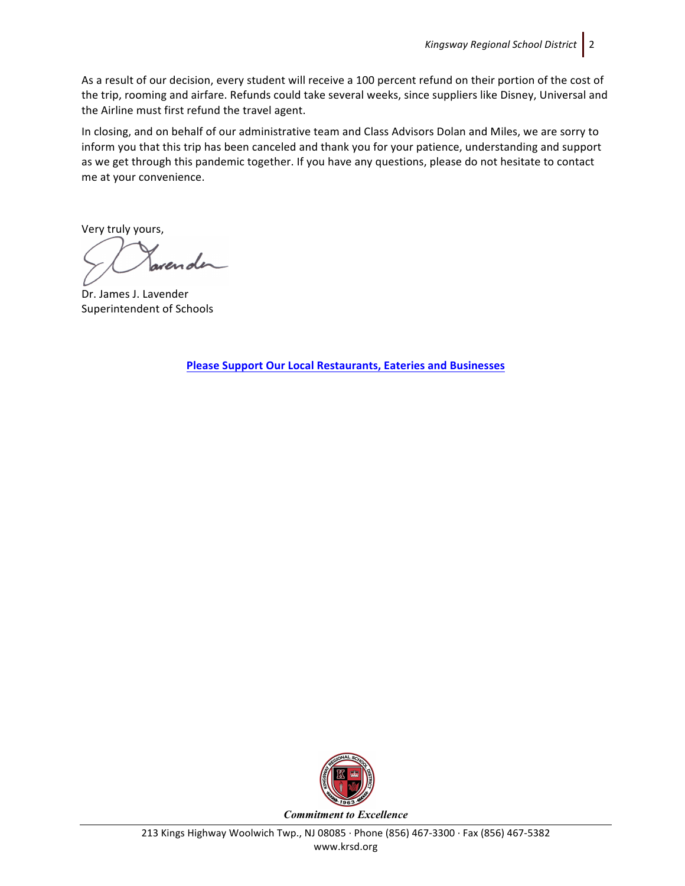As a result of our decision, every student will receive a 100 percent refund on their portion of the cost of the trip, rooming and airfare. Refunds could take several weeks, since suppliers like Disney, Universal and the Airline must first refund the travel agent.

In closing, and on behalf of our administrative team and Class Advisors Dolan and Miles, we are sorry to inform you that this trip has been canceled and thank you for your patience, understanding and support as we get through this pandemic together. If you have any questions, please do not hesitate to contact me at your convenience.

Very truly yours,

Dr. James J. Lavender
Superintendent of Schools

**Please Support Our Local Restaurants, Eateries and Businesses**

***Commitment to Excellence***

213 Kings Highway Woolwich Twp., NJ 08085 · Phone (856) 467-3300 · Fax (856) 467-5382
www.krsd.org